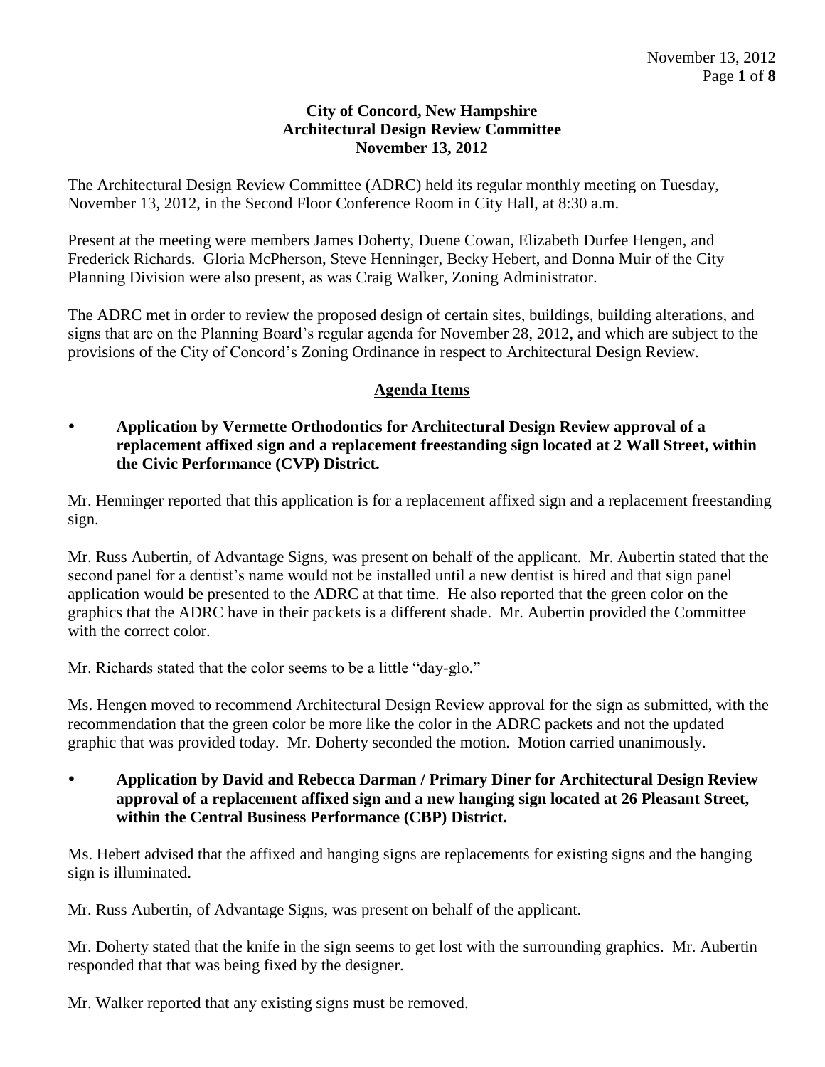**City of Concord, New Hampshire**
**Architectural Design Review Committee**
**November 13, 2012**

The Architectural Design Review Committee (ADRC) held its regular monthly meeting on Tuesday, November 13, 2012, in the Second Floor Conference Room in City Hall, at 8:30 a.m.

Present at the meeting were members James Doherty, Duene Cowan, Elizabeth Durfee Hengen, and Frederick Richards. Gloria McPherson, Steve Henninger, Becky Hebert, and Donna Muir of the City Planning Division were also present, as was Craig Walker, Zoning Administrator.

The ADRC met in order to review the proposed design of certain sites, buildings, building alterations, and signs that are on the Planning Board's regular agenda for November 28, 2012, and which are subject to the provisions of the City of Concord's Zoning Ordinance in respect to Architectural Design Review.

## Agenda Items

- **Application by Vermette Orthodontics for Architectural Design Review approval of a replacement affixed sign and a replacement freestanding sign located at 2 Wall Street, within the Civic Performance (CVP) District.**

Mr. Henninger reported that this application is for a replacement affixed sign and a replacement freestanding sign.

Mr. Russ Aubertin, of Advantage Signs, was present on behalf of the applicant. Mr. Aubertin stated that the second panel for a dentist's name would not be installed until a new dentist is hired and that sign panel application would be presented to the ADRC at that time. He also reported that the green color on the graphics that the ADRC have in their packets is a different shade. Mr. Aubertin provided the Committee with the correct color.

Mr. Richards stated that the color seems to be a little "day-glo."

Ms. Hengen moved to recommend Architectural Design Review approval for the sign as submitted, with the recommendation that the green color be more like the color in the ADRC packets and not the updated graphic that was provided today. Mr. Doherty seconded the motion. Motion carried unanimously.

- **Application by David and Rebecca Darman / Primary Diner for Architectural Design Review approval of a replacement affixed sign and a new hanging sign located at 26 Pleasant Street, within the Central Business Performance (CBP) District.**

Ms. Hebert advised that the affixed and hanging signs are replacements for existing signs and the hanging sign is illuminated.

Mr. Russ Aubertin, of Advantage Signs, was present on behalf of the applicant.

Mr. Doherty stated that the knife in the sign seems to get lost with the surrounding graphics. Mr. Aubertin responded that that was being fixed by the designer.

Mr. Walker reported that any existing signs must be removed.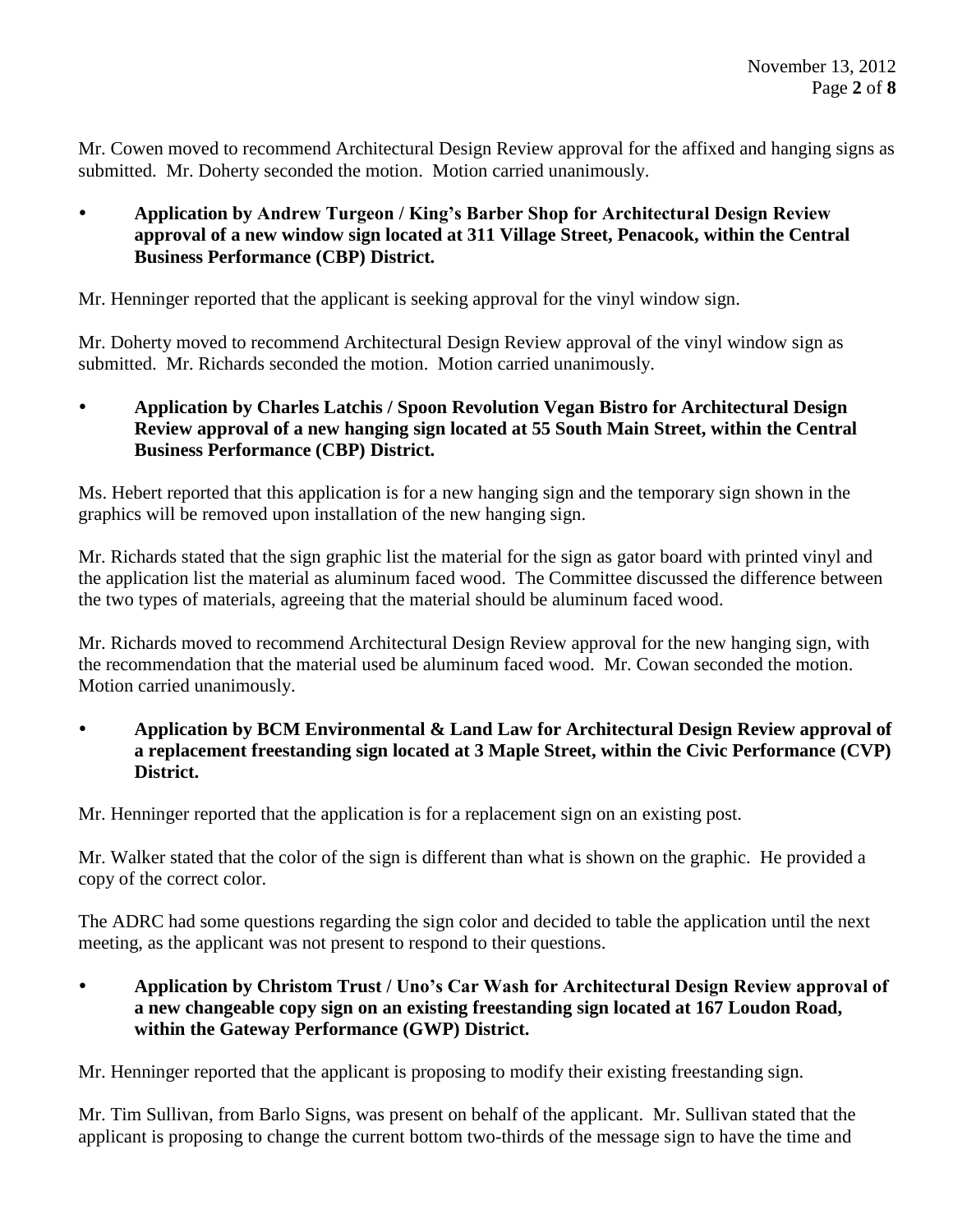Mr. Cowen moved to recommend Architectural Design Review approval for the affixed and hanging signs as submitted. Mr. Doherty seconded the motion. Motion carried unanimously.

- **Application by Andrew Turgeon / King's Barber Shop for Architectural Design Review approval of a new window sign located at 311 Village Street, Penacook, within the Central Business Performance (CBP) District.**

Mr. Henninger reported that the applicant is seeking approval for the vinyl window sign.

Mr. Doherty moved to recommend Architectural Design Review approval of the vinyl window sign as submitted. Mr. Richards seconded the motion. Motion carried unanimously.

- **Application by Charles Latchis / Spoon Revolution Vegan Bistro for Architectural Design Review approval of a new hanging sign located at 55 South Main Street, within the Central Business Performance (CBP) District.**

Ms. Hebert reported that this application is for a new hanging sign and the temporary sign shown in the graphics will be removed upon installation of the new hanging sign.

Mr. Richards stated that the sign graphic list the material for the sign as gator board with printed vinyl and the application list the material as aluminum faced wood. The Committee discussed the difference between the two types of materials, agreeing that the material should be aluminum faced wood.

Mr. Richards moved to recommend Architectural Design Review approval for the new hanging sign, with the recommendation that the material used be aluminum faced wood. Mr. Cowan seconded the motion. Motion carried unanimously.

- **Application by BCM Environmental & Land Law for Architectural Design Review approval of a replacement freestanding sign located at 3 Maple Street, within the Civic Performance (CVP) District.**

Mr. Henninger reported that the application is for a replacement sign on an existing post.

Mr. Walker stated that the color of the sign is different than what is shown on the graphic. He provided a copy of the correct color.

The ADRC had some questions regarding the sign color and decided to table the application until the next meeting, as the applicant was not present to respond to their questions.

- **Application by Christom Trust / Uno's Car Wash for Architectural Design Review approval of a new changeable copy sign on an existing freestanding sign located at 167 Loudon Road, within the Gateway Performance (GWP) District.**

Mr. Henninger reported that the applicant is proposing to modify their existing freestanding sign.

Mr. Tim Sullivan, from Barlo Signs, was present on behalf of the applicant. Mr. Sullivan stated that the applicant is proposing to change the current bottom two-thirds of the message sign to have the time and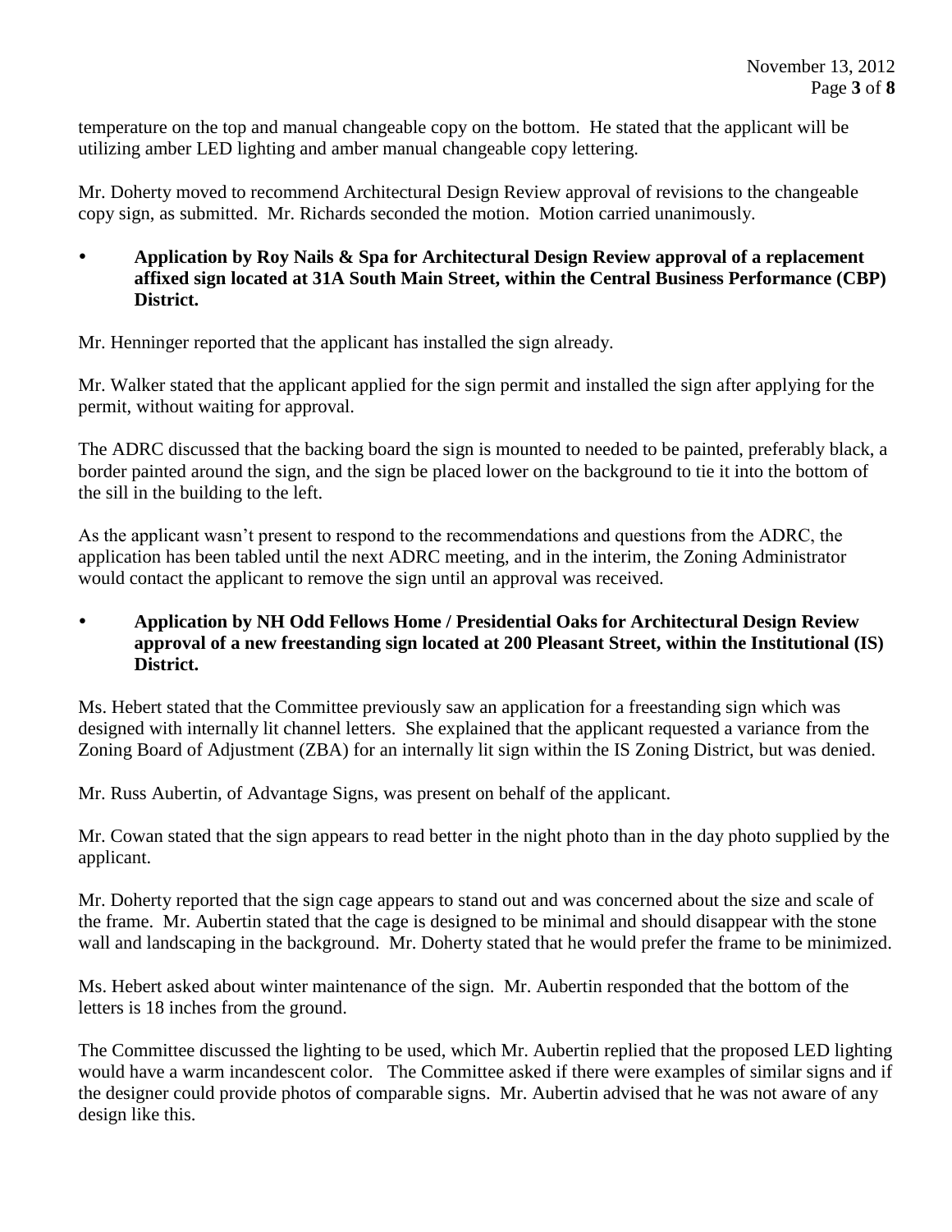temperature on the top and manual changeable copy on the bottom. He stated that the applicant will be utilizing amber LED lighting and amber manual changeable copy lettering.

Mr. Doherty moved to recommend Architectural Design Review approval of revisions to the changeable copy sign, as submitted. Mr. Richards seconded the motion. Motion carried unanimously.

- **Application by Roy Nails & Spa for Architectural Design Review approval of a replacement affixed sign located at 31A South Main Street, within the Central Business Performance (CBP) District.**

Mr. Henninger reported that the applicant has installed the sign already.

Mr. Walker stated that the applicant applied for the sign permit and installed the sign after applying for the permit, without waiting for approval.

The ADRC discussed that the backing board the sign is mounted to needed to be painted, preferably black, a border painted around the sign, and the sign be placed lower on the background to tie it into the bottom of the sill in the building to the left.

As the applicant wasn't present to respond to the recommendations and questions from the ADRC, the application has been tabled until the next ADRC meeting, and in the interim, the Zoning Administrator would contact the applicant to remove the sign until an approval was received.

- **Application by NH Odd Fellows Home / Presidential Oaks for Architectural Design Review approval of a new freestanding sign located at 200 Pleasant Street, within the Institutional (IS) District.**

Ms. Hebert stated that the Committee previously saw an application for a freestanding sign which was designed with internally lit channel letters. She explained that the applicant requested a variance from the Zoning Board of Adjustment (ZBA) for an internally lit sign within the IS Zoning District, but was denied.

Mr. Russ Aubertin, of Advantage Signs, was present on behalf of the applicant.

Mr. Cowan stated that the sign appears to read better in the night photo than in the day photo supplied by the applicant.

Mr. Doherty reported that the sign cage appears to stand out and was concerned about the size and scale of the frame. Mr. Aubertin stated that the cage is designed to be minimal and should disappear with the stone wall and landscaping in the background. Mr. Doherty stated that he would prefer the frame to be minimized.

Ms. Hebert asked about winter maintenance of the sign. Mr. Aubertin responded that the bottom of the letters is 18 inches from the ground.

The Committee discussed the lighting to be used, which Mr. Aubertin replied that the proposed LED lighting would have a warm incandescent color. The Committee asked if there were examples of similar signs and if the designer could provide photos of comparable signs. Mr. Aubertin advised that he was not aware of any design like this.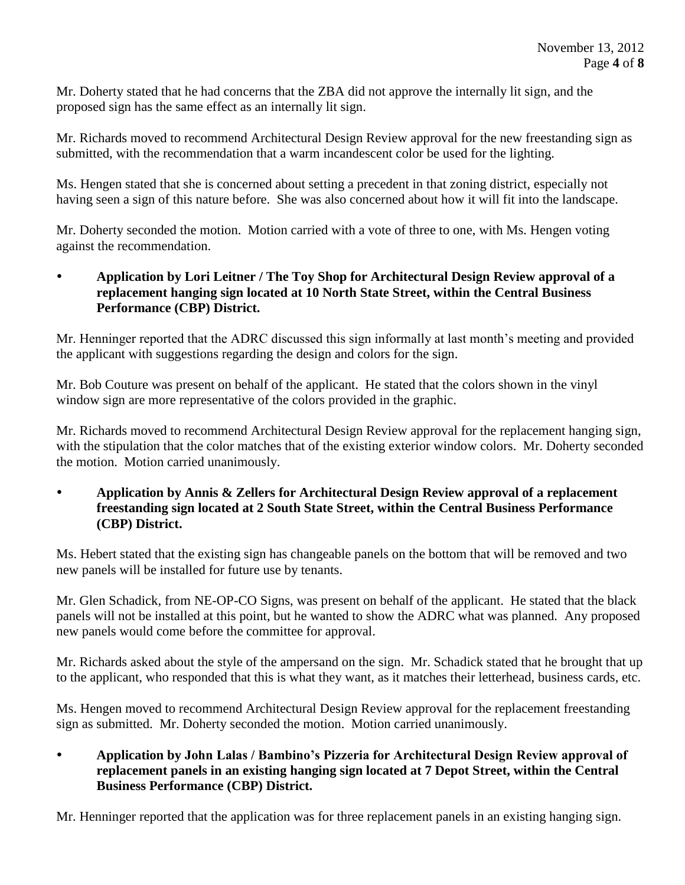Mr. Doherty stated that he had concerns that the ZBA did not approve the internally lit sign, and the proposed sign has the same effect as an internally lit sign.

Mr. Richards moved to recommend Architectural Design Review approval for the new freestanding sign as submitted, with the recommendation that a warm incandescent color be used for the lighting.

Ms. Hengen stated that she is concerned about setting a precedent in that zoning district, especially not having seen a sign of this nature before. She was also concerned about how it will fit into the landscape.

Mr. Doherty seconded the motion. Motion carried with a vote of three to one, with Ms. Hengen voting against the recommendation.

- **Application by Lori Leitner / The Toy Shop for Architectural Design Review approval of a replacement hanging sign located at 10 North State Street, within the Central Business Performance (CBP) District.**

Mr. Henninger reported that the ADRC discussed this sign informally at last month's meeting and provided the applicant with suggestions regarding the design and colors for the sign.

Mr. Bob Couture was present on behalf of the applicant. He stated that the colors shown in the vinyl window sign are more representative of the colors provided in the graphic.

Mr. Richards moved to recommend Architectural Design Review approval for the replacement hanging sign, with the stipulation that the color matches that of the existing exterior window colors. Mr. Doherty seconded the motion. Motion carried unanimously.

- **Application by Annis & Zellers for Architectural Design Review approval of a replacement freestanding sign located at 2 South State Street, within the Central Business Performance (CBP) District.**

Ms. Hebert stated that the existing sign has changeable panels on the bottom that will be removed and two new panels will be installed for future use by tenants.

Mr. Glen Schadick, from NE-OP-CO Signs, was present on behalf of the applicant. He stated that the black panels will not be installed at this point, but he wanted to show the ADRC what was planned. Any proposed new panels would come before the committee for approval.

Mr. Richards asked about the style of the ampersand on the sign. Mr. Schadick stated that he brought that up to the applicant, who responded that this is what they want, as it matches their letterhead, business cards, etc.

Ms. Hengen moved to recommend Architectural Design Review approval for the replacement freestanding sign as submitted. Mr. Doherty seconded the motion. Motion carried unanimously.

- **Application by John Lalas / Bambino's Pizzeria for Architectural Design Review approval of replacement panels in an existing hanging sign located at 7 Depot Street, within the Central Business Performance (CBP) District.**

Mr. Henninger reported that the application was for three replacement panels in an existing hanging sign.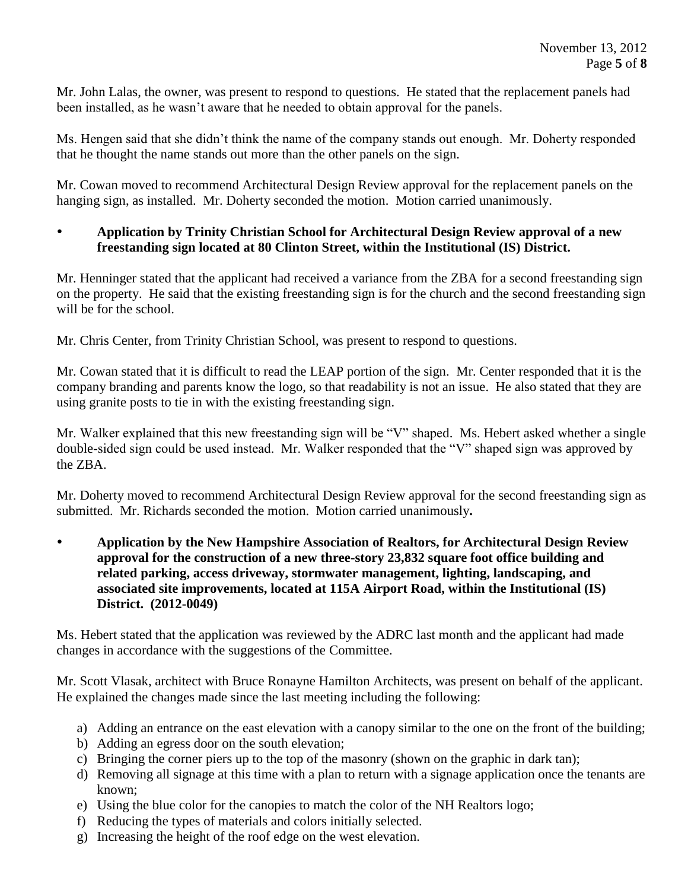Mr. John Lalas, the owner, was present to respond to questions. He stated that the replacement panels had been installed, as he wasn't aware that he needed to obtain approval for the panels.

Ms. Hengen said that she didn't think the name of the company stands out enough. Mr. Doherty responded that he thought the name stands out more than the other panels on the sign.

Mr. Cowan moved to recommend Architectural Design Review approval for the replacement panels on the hanging sign, as installed. Mr. Doherty seconded the motion. Motion carried unanimously.

- **Application by Trinity Christian School for Architectural Design Review approval of a new freestanding sign located at 80 Clinton Street, within the Institutional (IS) District.**

Mr. Henninger stated that the applicant had received a variance from the ZBA for a second freestanding sign on the property. He said that the existing freestanding sign is for the church and the second freestanding sign will be for the school.

Mr. Chris Center, from Trinity Christian School, was present to respond to questions.

Mr. Cowan stated that it is difficult to read the LEAP portion of the sign. Mr. Center responded that it is the company branding and parents know the logo, so that readability is not an issue. He also stated that they are using granite posts to tie in with the existing freestanding sign.

Mr. Walker explained that this new freestanding sign will be "V" shaped. Ms. Hebert asked whether a single double-sided sign could be used instead. Mr. Walker responded that the "V" shaped sign was approved by the ZBA.

Mr. Doherty moved to recommend Architectural Design Review approval for the second freestanding sign as submitted. Mr. Richards seconded the motion. Motion carried unanimously**.**

- **Application by the New Hampshire Association of Realtors, for Architectural Design Review approval for the construction of a new three-story 23,832 square foot office building and related parking, access driveway, stormwater management, lighting, landscaping, and associated site improvements, located at 115A Airport Road, within the Institutional (IS) District. (2012-0049)**

Ms. Hebert stated that the application was reviewed by the ADRC last month and the applicant had made changes in accordance with the suggestions of the Committee.

Mr. Scott Vlasak, architect with Bruce Ronayne Hamilton Architects, was present on behalf of the applicant. He explained the changes made since the last meeting including the following:

a) Adding an entrance on the east elevation with a canopy similar to the one on the front of the building;
b) Adding an egress door on the south elevation;
c) Bringing the corner piers up to the top of the masonry (shown on the graphic in dark tan);
d) Removing all signage at this time with a plan to return with a signage application once the tenants are known;
e) Using the blue color for the canopies to match the color of the NH Realtors logo;
f) Reducing the types of materials and colors initially selected.
g) Increasing the height of the roof edge on the west elevation.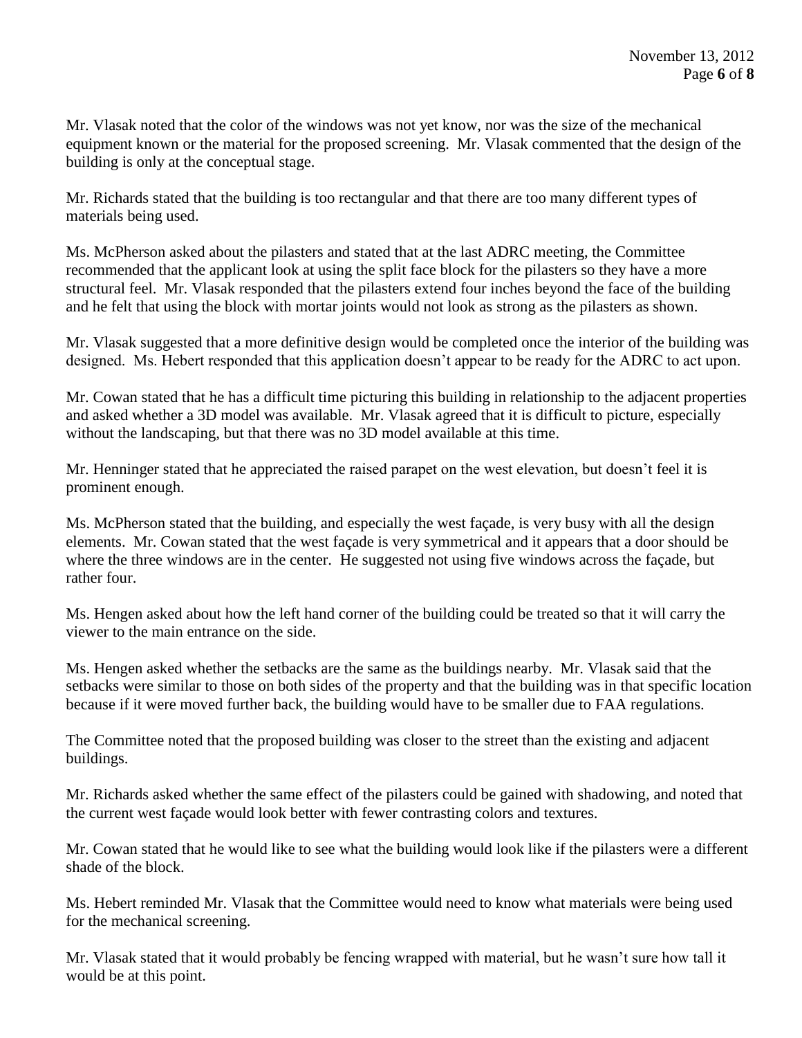Mr. Vlasak noted that the color of the windows was not yet know, nor was the size of the mechanical equipment known or the material for the proposed screening. Mr. Vlasak commented that the design of the building is only at the conceptual stage.

Mr. Richards stated that the building is too rectangular and that there are too many different types of materials being used.

Ms. McPherson asked about the pilasters and stated that at the last ADRC meeting, the Committee recommended that the applicant look at using the split face block for the pilasters so they have a more structural feel. Mr. Vlasak responded that the pilasters extend four inches beyond the face of the building and he felt that using the block with mortar joints would not look as strong as the pilasters as shown.

Mr. Vlasak suggested that a more definitive design would be completed once the interior of the building was designed. Ms. Hebert responded that this application doesn't appear to be ready for the ADRC to act upon.

Mr. Cowan stated that he has a difficult time picturing this building in relationship to the adjacent properties and asked whether a 3D model was available. Mr. Vlasak agreed that it is difficult to picture, especially without the landscaping, but that there was no 3D model available at this time.

Mr. Henninger stated that he appreciated the raised parapet on the west elevation, but doesn't feel it is prominent enough.

Ms. McPherson stated that the building, and especially the west façade, is very busy with all the design elements. Mr. Cowan stated that the west façade is very symmetrical and it appears that a door should be where the three windows are in the center. He suggested not using five windows across the façade, but rather four.

Ms. Hengen asked about how the left hand corner of the building could be treated so that it will carry the viewer to the main entrance on the side.

Ms. Hengen asked whether the setbacks are the same as the buildings nearby. Mr. Vlasak said that the setbacks were similar to those on both sides of the property and that the building was in that specific location because if it were moved further back, the building would have to be smaller due to FAA regulations.

The Committee noted that the proposed building was closer to the street than the existing and adjacent buildings.

Mr. Richards asked whether the same effect of the pilasters could be gained with shadowing, and noted that the current west façade would look better with fewer contrasting colors and textures.

Mr. Cowan stated that he would like to see what the building would look like if the pilasters were a different shade of the block.

Ms. Hebert reminded Mr. Vlasak that the Committee would need to know what materials were being used for the mechanical screening.

Mr. Vlasak stated that it would probably be fencing wrapped with material, but he wasn't sure how tall it would be at this point.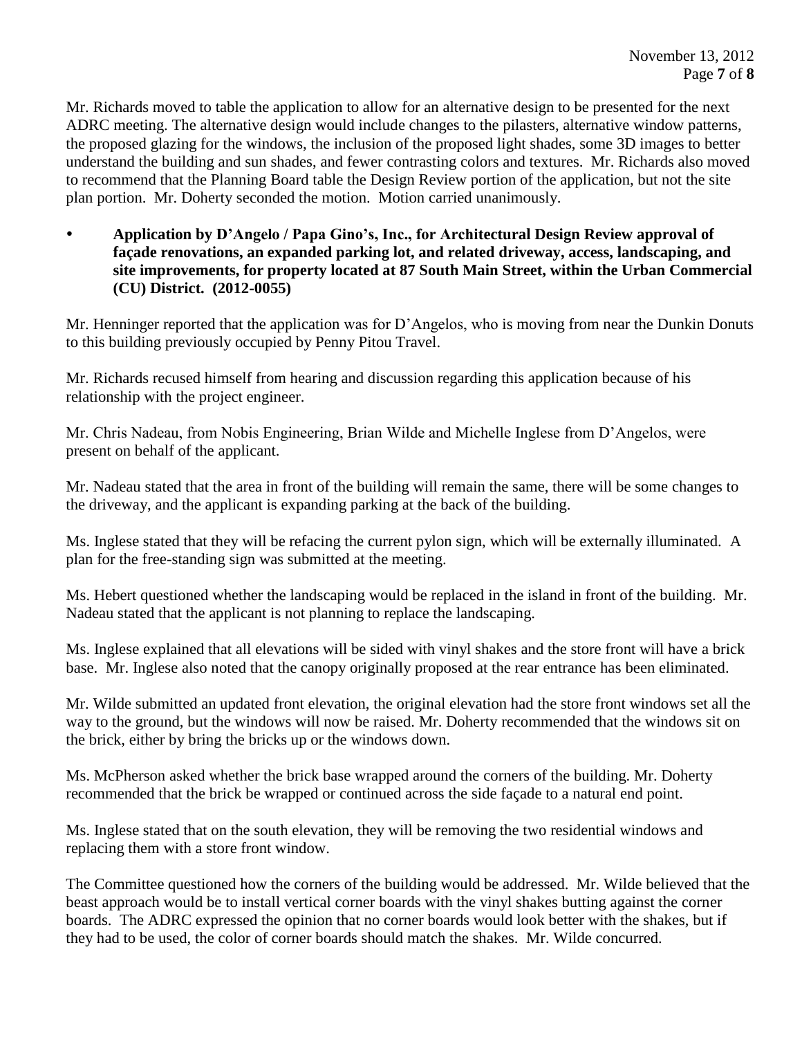Mr. Richards moved to table the application to allow for an alternative design to be presented for the next ADRC meeting. The alternative design would include changes to the pilasters, alternative window patterns, the proposed glazing for the windows, the inclusion of the proposed light shades, some 3D images to better understand the building and sun shades, and fewer contrasting colors and textures. Mr. Richards also moved to recommend that the Planning Board table the Design Review portion of the application, but not the site plan portion. Mr. Doherty seconded the motion. Motion carried unanimously.

- **Application by D'Angelo / Papa Gino's, Inc., for Architectural Design Review approval of façade renovations, an expanded parking lot, and related driveway, access, landscaping, and site improvements, for property located at 87 South Main Street, within the Urban Commercial (CU) District. (2012-0055)**

Mr. Henninger reported that the application was for D'Angelos, who is moving from near the Dunkin Donuts to this building previously occupied by Penny Pitou Travel.

Mr. Richards recused himself from hearing and discussion regarding this application because of his relationship with the project engineer.

Mr. Chris Nadeau, from Nobis Engineering, Brian Wilde and Michelle Inglese from D'Angelos, were present on behalf of the applicant.

Mr. Nadeau stated that the area in front of the building will remain the same, there will be some changes to the driveway, and the applicant is expanding parking at the back of the building.

Ms. Inglese stated that they will be refacing the current pylon sign, which will be externally illuminated. A plan for the free-standing sign was submitted at the meeting.

Ms. Hebert questioned whether the landscaping would be replaced in the island in front of the building. Mr. Nadeau stated that the applicant is not planning to replace the landscaping.

Ms. Inglese explained that all elevations will be sided with vinyl shakes and the store front will have a brick base. Mr. Inglese also noted that the canopy originally proposed at the rear entrance has been eliminated.

Mr. Wilde submitted an updated front elevation, the original elevation had the store front windows set all the way to the ground, but the windows will now be raised. Mr. Doherty recommended that the windows sit on the brick, either by bring the bricks up or the windows down.

Ms. McPherson asked whether the brick base wrapped around the corners of the building. Mr. Doherty recommended that the brick be wrapped or continued across the side façade to a natural end point.

Ms. Inglese stated that on the south elevation, they will be removing the two residential windows and replacing them with a store front window.

The Committee questioned how the corners of the building would be addressed. Mr. Wilde believed that the beast approach would be to install vertical corner boards with the vinyl shakes butting against the corner boards. The ADRC expressed the opinion that no corner boards would look better with the shakes, but if they had to be used, the color of corner boards should match the shakes. Mr. Wilde concurred.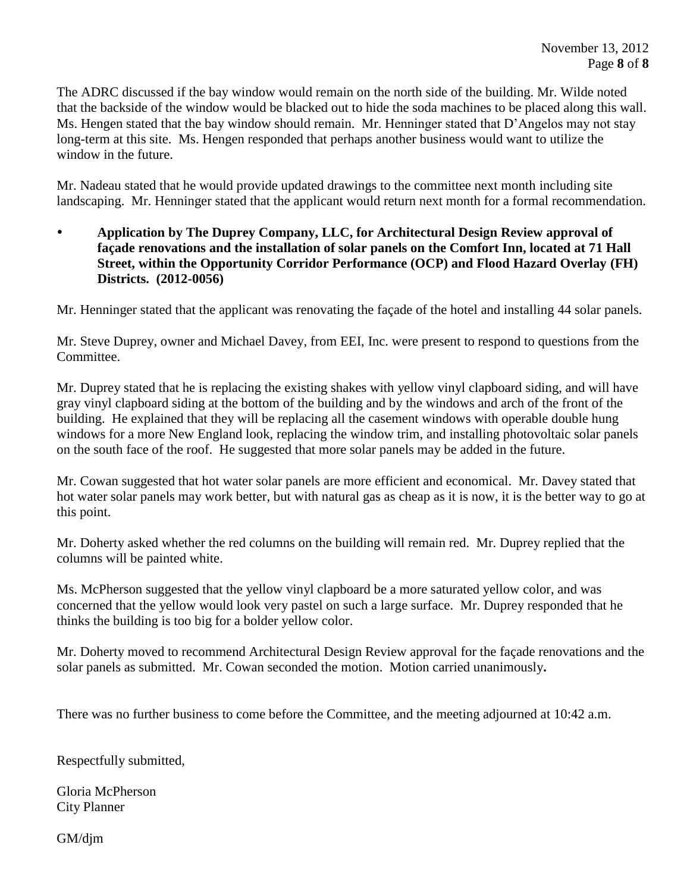The ADRC discussed if the bay window would remain on the north side of the building. Mr. Wilde noted that the backside of the window would be blacked out to hide the soda machines to be placed along this wall. Ms. Hengen stated that the bay window should remain. Mr. Henninger stated that D'Angelos may not stay long-term at this site. Ms. Hengen responded that perhaps another business would want to utilize the window in the future.

Mr. Nadeau stated that he would provide updated drawings to the committee next month including site landscaping. Mr. Henninger stated that the applicant would return next month for a formal recommendation.

- **Application by The Duprey Company, LLC, for Architectural Design Review approval of façade renovations and the installation of solar panels on the Comfort Inn, located at 71 Hall Street, within the Opportunity Corridor Performance (OCP) and Flood Hazard Overlay (FH) Districts. (2012-0056)**

Mr. Henninger stated that the applicant was renovating the façade of the hotel and installing 44 solar panels.

Mr. Steve Duprey, owner and Michael Davey, from EEI, Inc. were present to respond to questions from the Committee.

Mr. Duprey stated that he is replacing the existing shakes with yellow vinyl clapboard siding, and will have gray vinyl clapboard siding at the bottom of the building and by the windows and arch of the front of the building. He explained that they will be replacing all the casement windows with operable double hung windows for a more New England look, replacing the window trim, and installing photovoltaic solar panels on the south face of the roof. He suggested that more solar panels may be added in the future.

Mr. Cowan suggested that hot water solar panels are more efficient and economical. Mr. Davey stated that hot water solar panels may work better, but with natural gas as cheap as it is now, it is the better way to go at this point.

Mr. Doherty asked whether the red columns on the building will remain red. Mr. Duprey replied that the columns will be painted white.

Ms. McPherson suggested that the yellow vinyl clapboard be a more saturated yellow color, and was concerned that the yellow would look very pastel on such a large surface. Mr. Duprey responded that he thinks the building is too big for a bolder yellow color.

Mr. Doherty moved to recommend Architectural Design Review approval for the façade renovations and the solar panels as submitted. Mr. Cowan seconded the motion. Motion carried unanimously**.**

There was no further business to come before the Committee, and the meeting adjourned at 10:42 a.m.

Respectfully submitted,

Gloria McPherson
City Planner

GM/djm